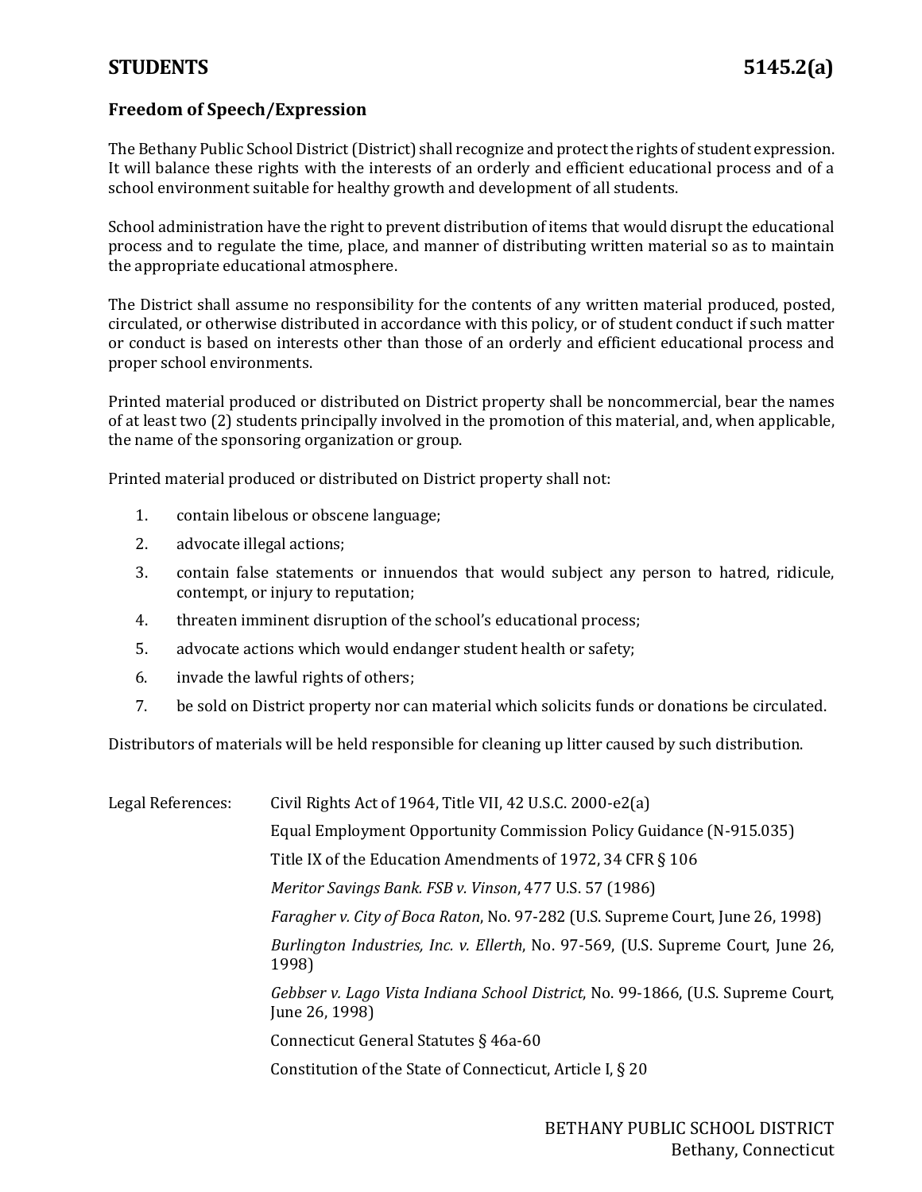## STUDENTS 5145.2(a)

### Freedom of Speech/Expression

The Bethany Public School District (District) shall recognize and protect the rights of student expression. It will balance these rights with the interests of an orderly and efficient educational process and of a school environment suitable for healthy growth and development of all students.

School administration have the right to prevent distribution of items that would disrupt the educational process and to regulate the time, place, and manner of distributing written material so as to maintain the appropriate educational atmosphere.

The District shall assume no responsibility for the contents of any written material produced, posted, circulated, or otherwise distributed in accordance with this policy, or of student conduct if such matter or conduct is based on interests other than those of an orderly and efficient educational process and proper school environments.

Printed material produced or distributed on District property shall be noncommercial, bear the names of at least two (2) students principally involved in the promotion of this material, and, when applicable, the name of the sponsoring organization or group.

Printed material produced or distributed on District property shall not:

1. contain libelous or obscene language;
2. advocate illegal actions;
3. contain false statements or innuendos that would subject any person to hatred, ridicule, contempt, or injury to reputation;
4. threaten imminent disruption of the school's educational process;
5. advocate actions which would endanger student health or safety;
6. invade the lawful rights of others;
7. be sold on District property nor can material which solicits funds or donations be circulated.

Distributors of materials will be held responsible for cleaning up litter caused by such distribution.

Legal References:

- Civil Rights Act of 1964, Title VII, 42 U.S.C. 2000-e2(a)
- Equal Employment Opportunity Commission Policy Guidance (N-915.035)
- Title IX of the Education Amendments of 1972, 34 CFR § 106
- *Meritor Savings Bank. FSB v. Vinson*, 477 U.S. 57 (1986)
- *Faragher v. City of Boca Raton*, No. 97-282 (U.S. Supreme Court, June 26, 1998)
- *Burlington Industries, Inc. v. Ellerth*, No. 97-569, (U.S. Supreme Court, June 26, 1998)
- *Gebbser v. Lago Vista Indiana School District*, No. 99-1866, (U.S. Supreme Court, June 26, 1998)
- Connecticut General Statutes § 46a-60
- Constitution of the State of Connecticut, Article I, § 20

BETHANY PUBLIC SCHOOL DISTRICT
Bethany, Connecticut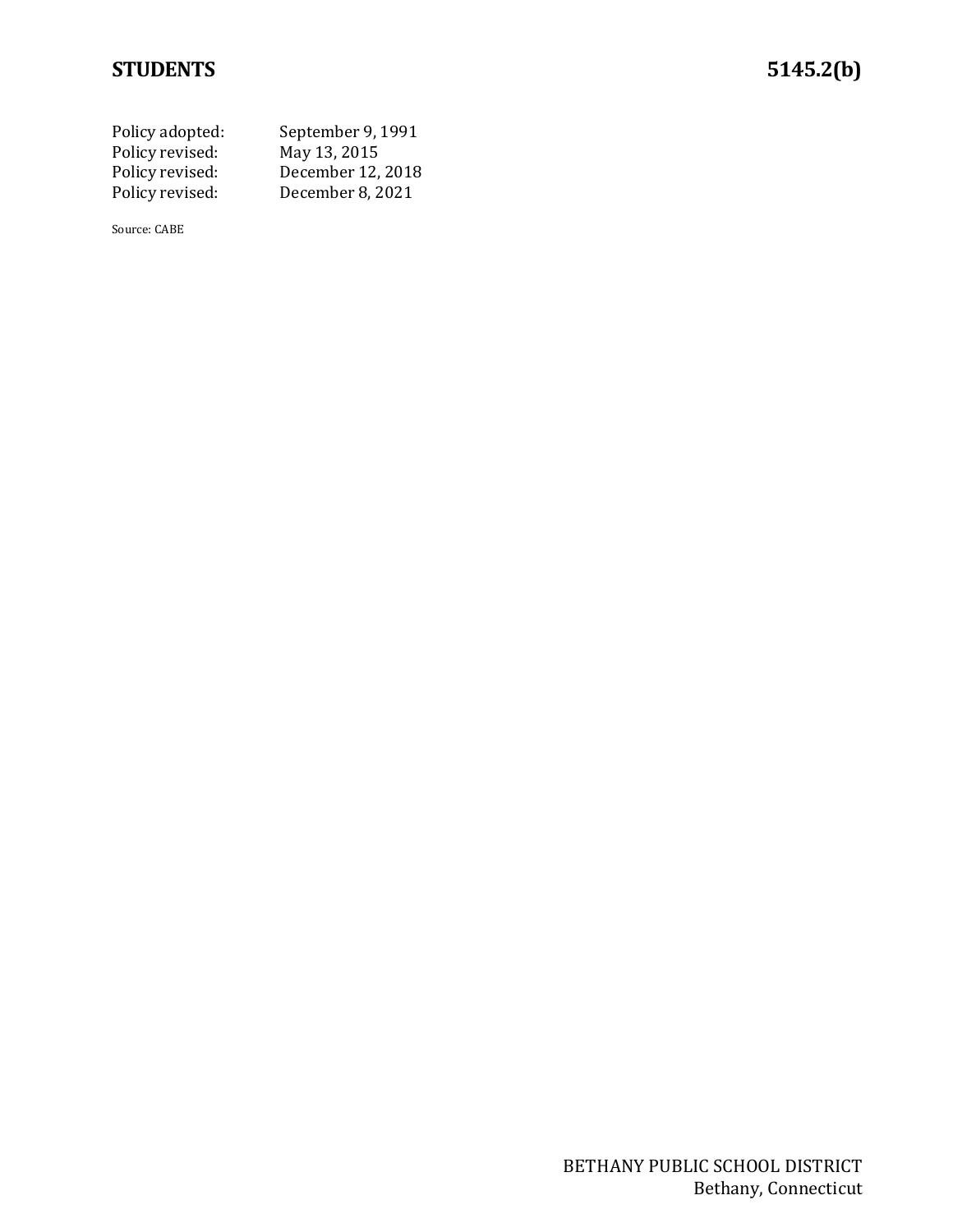| | |
|---|---|
| Policy adopted: | September 9, 1991 |
| Policy revised: | May 13, 2015 |
| Policy revised: | December 12, 2018 |
| Policy revised: | December 8, 2021 |

Source: CABE